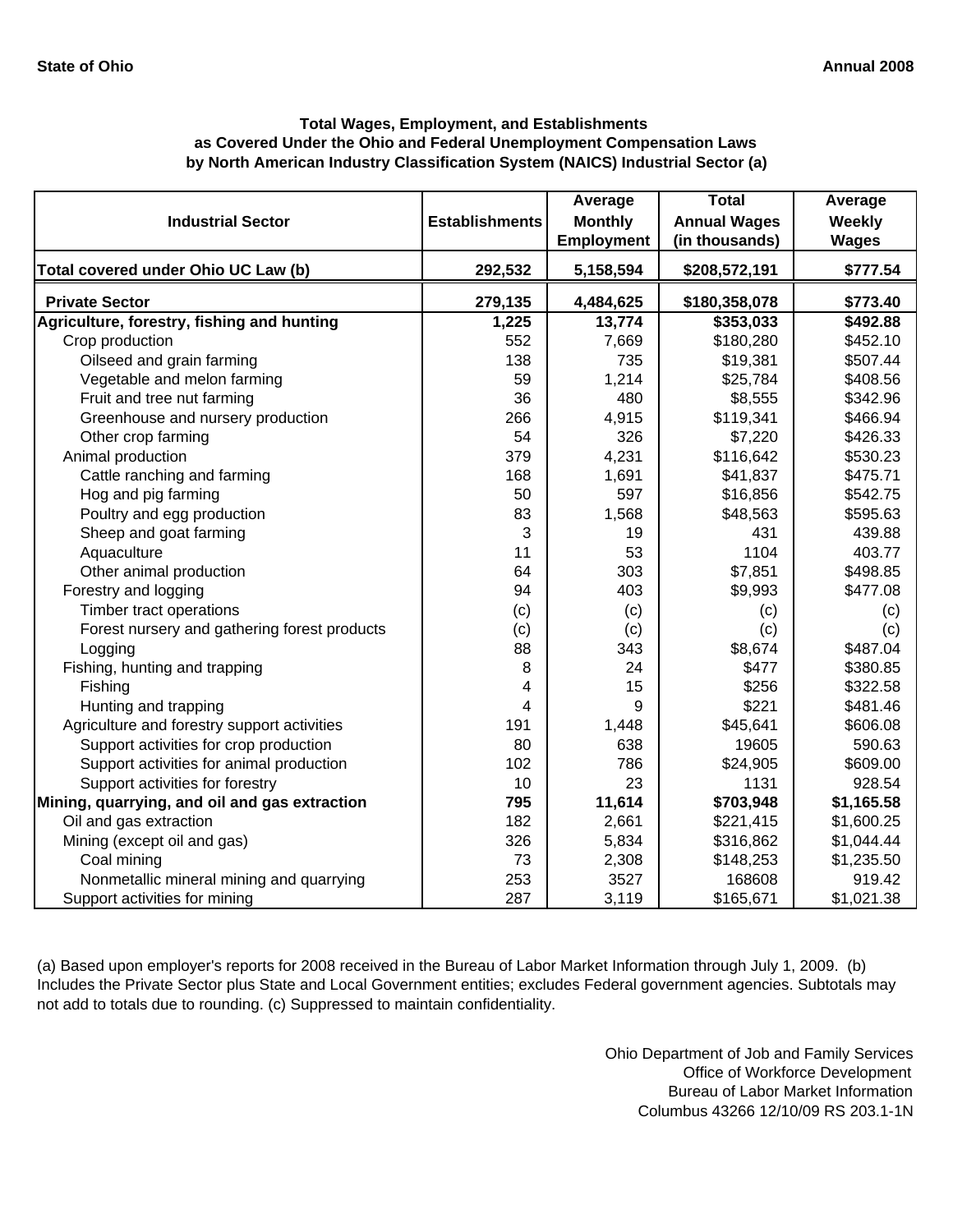State of Ohio  Annual 2008

**Total Wages, Employment, and Establishments as Covered Under the Ohio and Federal Unemployment Compensation Laws by North American Industry Classification System (NAICS) Industrial Sector (a)**

| Industrial Sector | Establishments | Average Monthly Employment | Total Annual Wages (in thousands) | Average Weekly Wages |
|---|---|---|---|---|
| **Total covered under Ohio UC Law (b)** | **292,532** | **5,158,594** | **$208,572,191** | **$777.54** |
| **Private Sector** | **279,135** | **4,484,625** | **$180,358,078** | **$773.40** |
| **Agriculture, forestry, fishing and hunting** | **1,225** | **13,774** | **$353,033** | **$492.88** |
| Crop production | 552 | 7,669 | $180,280 | $452.10 |
| Oilseed and grain farming | 138 | 735 | $19,381 | $507.44 |
| Vegetable and melon farming | 59 | 1,214 | $25,784 | $408.56 |
| Fruit and tree nut farming | 36 | 480 | $8,555 | $342.96 |
| Greenhouse and nursery production | 266 | 4,915 | $119,341 | $466.94 |
| Other crop farming | 54 | 326 | $7,220 | $426.33 |
| Animal production | 379 | 4,231 | $116,642 | $530.23 |
| Cattle ranching and farming | 168 | 1,691 | $41,837 | $475.71 |
| Hog and pig farming | 50 | 597 | $16,856 | $542.75 |
| Poultry and egg production | 83 | 1,568 | $48,563 | $595.63 |
| Sheep and goat farming | 3 | 19 | 431 | 439.88 |
| Aquaculture | 11 | 53 | 1104 | 403.77 |
| Other animal production | 64 | 303 | $7,851 | $498.85 |
| Forestry and logging | 94 | 403 | $9,993 | $477.08 |
| Timber tract operations | (c) | (c) | (c) | (c) |
| Forest nursery and gathering forest products | (c) | (c) | (c) | (c) |
| Logging | 88 | 343 | $8,674 | $487.04 |
| Fishing, hunting and trapping | 8 | 24 | $477 | $380.85 |
| Fishing | 4 | 15 | $256 | $322.58 |
| Hunting and trapping | 4 | 9 | $221 | $481.46 |
| Agriculture and forestry support activities | 191 | 1,448 | $45,641 | $606.08 |
| Support activities for crop production | 80 | 638 | 19605 | 590.63 |
| Support activities for animal production | 102 | 786 | $24,905 | $609.00 |
| Support activities for forestry | 10 | 23 | 1131 | 928.54 |
| **Mining, quarrying, and oil and gas extraction** | **795** | **11,614** | **$703,948** | **$1,165.58** |
| Oil and gas extraction | 182 | 2,661 | $221,415 | $1,600.25 |
| Mining (except oil and gas) | 326 | 5,834 | $316,862 | $1,044.44 |
| Coal mining | 73 | 2,308 | $148,253 | $1,235.50 |
| Nonmetallic mineral mining and quarrying | 253 | 3527 | 168608 | 919.42 |
| Support activities for mining | 287 | 3,119 | $165,671 | $1,021.38 |

(a) Based upon employer's reports for 2008 received in the Bureau of Labor Market Information through July 1, 2009. (b) Includes the Private Sector plus State and Local Government entities; excludes Federal government agencies. Subtotals may not add to totals due to rounding. (c) Suppressed to maintain confidentiality.

Ohio Department of Job and Family Services
Office of Workforce Development
Bureau of Labor Market Information
Columbus 43266 12/10/09 RS 203.1-1N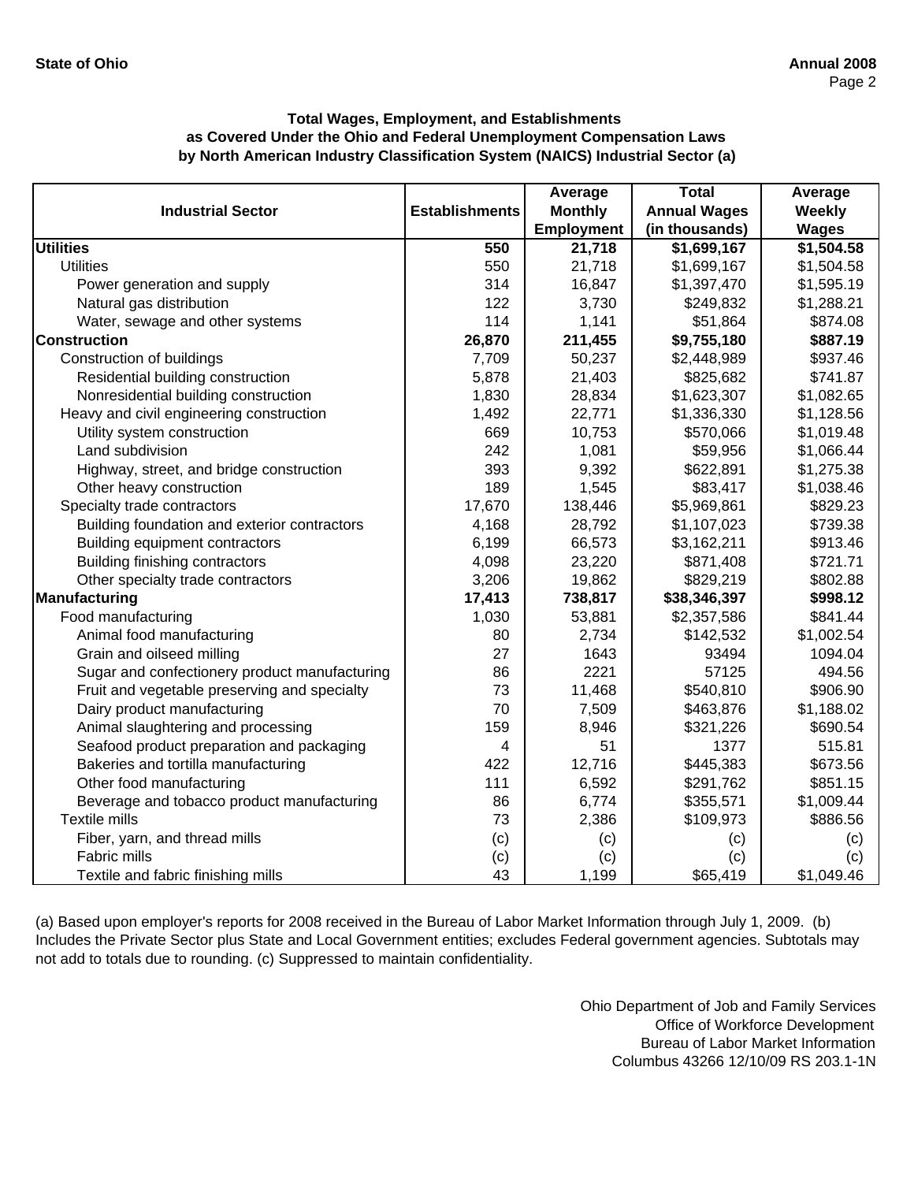**Total Wages, Employment, and Establishments as Covered Under the Ohio and Federal Unemployment Compensation Laws by North American Industry Classification System (NAICS) Industrial Sector (a)**

| Industrial Sector | Establishments | Average Monthly Employment | Total Annual Wages (in thousands) | Average Weekly Wages |
|---|---|---|---|---|
| **Utilities** | **550** | **21,718** | **$1,699,167** | **$1,504.58** |
| Utilities | 550 | 21,718 | $1,699,167 | $1,504.58 |
| Power generation and supply | 314 | 16,847 | $1,397,470 | $1,595.19 |
| Natural gas distribution | 122 | 3,730 | $249,832 | $1,288.21 |
| Water, sewage and other systems | 114 | 1,141 | $51,864 | $874.08 |
| **Construction** | **26,870** | **211,455** | **$9,755,180** | **$887.19** |
| Construction of buildings | 7,709 | 50,237 | $2,448,989 | $937.46 |
| Residential building construction | 5,878 | 21,403 | $825,682 | $741.87 |
| Nonresidential building construction | 1,830 | 28,834 | $1,623,307 | $1,082.65 |
| Heavy and civil engineering construction | 1,492 | 22,771 | $1,336,330 | $1,128.56 |
| Utility system construction | 669 | 10,753 | $570,066 | $1,019.48 |
| Land subdivision | 242 | 1,081 | $59,956 | $1,066.44 |
| Highway, street, and bridge construction | 393 | 9,392 | $622,891 | $1,275.38 |
| Other heavy construction | 189 | 1,545 | $83,417 | $1,038.46 |
| Specialty trade contractors | 17,670 | 138,446 | $5,969,861 | $829.23 |
| Building foundation and exterior contractors | 4,168 | 28,792 | $1,107,023 | $739.38 |
| Building equipment contractors | 6,199 | 66,573 | $3,162,211 | $913.46 |
| Building finishing contractors | 4,098 | 23,220 | $871,408 | $721.71 |
| Other specialty trade contractors | 3,206 | 19,862 | $829,219 | $802.88 |
| **Manufacturing** | **17,413** | **738,817** | **$38,346,397** | **$998.12** |
| Food manufacturing | 1,030 | 53,881 | $2,357,586 | $841.44 |
| Animal food manufacturing | 80 | 2,734 | $142,532 | $1,002.54 |
| Grain and oilseed milling | 27 | 1643 | 93494 | 1094.04 |
| Sugar and confectionery product manufacturing | 86 | 2221 | 57125 | 494.56 |
| Fruit and vegetable preserving and specialty | 73 | 11,468 | $540,810 | $906.90 |
| Dairy product manufacturing | 70 | 7,509 | $463,876 | $1,188.02 |
| Animal slaughtering and processing | 159 | 8,946 | $321,226 | $690.54 |
| Seafood product preparation and packaging | 4 | 51 | 1377 | 515.81 |
| Bakeries and tortilla manufacturing | 422 | 12,716 | $445,383 | $673.56 |
| Other food manufacturing | 111 | 6,592 | $291,762 | $851.15 |
| Beverage and tobacco product manufacturing | 86 | 6,774 | $355,571 | $1,009.44 |
| Textile mills | 73 | 2,386 | $109,973 | $886.56 |
| Fiber, yarn, and thread mills | (c) | (c) | (c) | (c) |
| Fabric mills | (c) | (c) | (c) | (c) |
| Textile and fabric finishing mills | 43 | 1,199 | $65,419 | $1,049.46 |

(a) Based upon employer's reports for 2008 received in the Bureau of Labor Market Information through July 1, 2009. (b) Includes the Private Sector plus State and Local Government entities; excludes Federal government agencies. Subtotals may not add to totals due to rounding. (c) Suppressed to maintain confidentiality.

Ohio Department of Job and Family Services
Office of Workforce Development
Bureau of Labor Market Information
Columbus 43266 12/10/09 RS 203.1-1N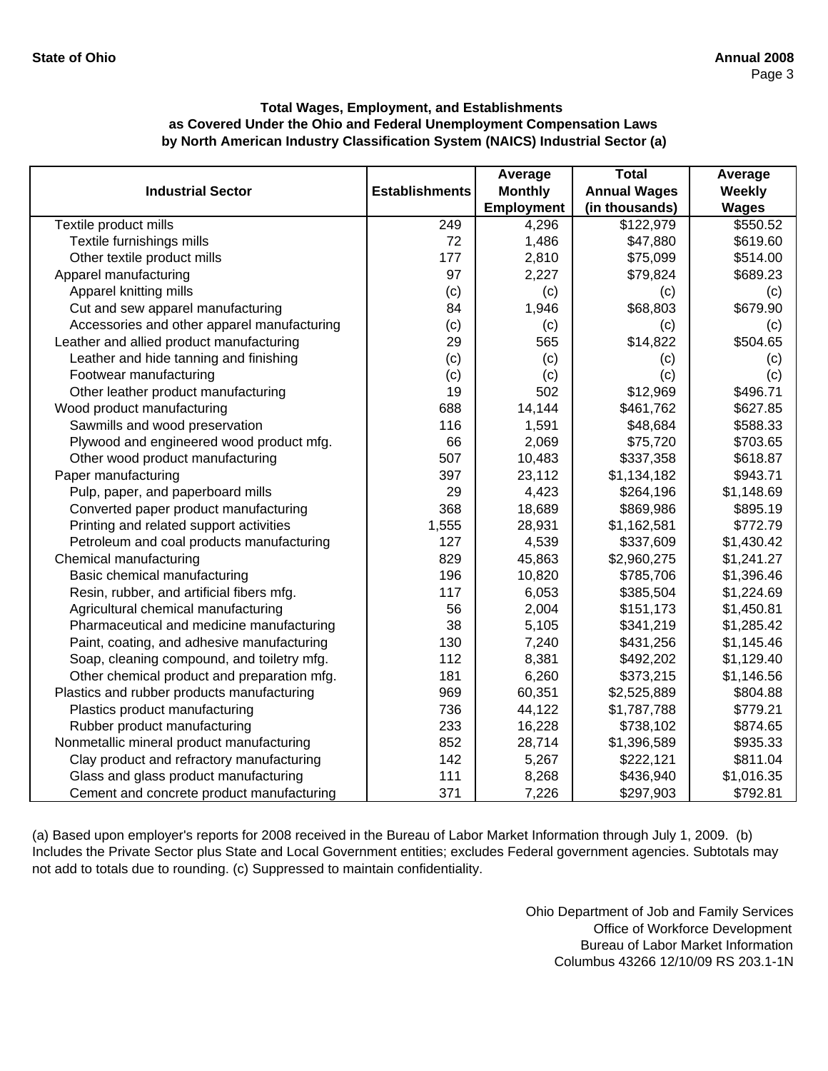**Total Wages, Employment, and Establishments as Covered Under the Ohio and Federal Unemployment Compensation Laws by North American Industry Classification System (NAICS) Industrial Sector (a)**

| Industrial Sector | Establishments | Average Monthly Employment | Total Annual Wages (in thousands) | Average Weekly Wages |
|---|---|---|---|---|
| Textile product mills | 249 | 4,296 | $122,979 | $550.52 |
| Textile furnishings mills | 72 | 1,486 | $47,880 | $619.60 |
| Other textile product mills | 177 | 2,810 | $75,099 | $514.00 |
| Apparel manufacturing | 97 | 2,227 | $79,824 | $689.23 |
| Apparel knitting mills | (c) | (c) | (c) | (c) |
| Cut and sew apparel manufacturing | 84 | 1,946 | $68,803 | $679.90 |
| Accessories and other apparel manufacturing | (c) | (c) | (c) | (c) |
| Leather and allied product manufacturing | 29 | 565 | $14,822 | $504.65 |
| Leather and hide tanning and finishing | (c) | (c) | (c) | (c) |
| Footwear manufacturing | (c) | (c) | (c) | (c) |
| Other leather product manufacturing | 19 | 502 | $12,969 | $496.71 |
| Wood product manufacturing | 688 | 14,144 | $461,762 | $627.85 |
| Sawmills and wood preservation | 116 | 1,591 | $48,684 | $588.33 |
| Plywood and engineered wood product mfg. | 66 | 2,069 | $75,720 | $703.65 |
| Other wood product manufacturing | 507 | 10,483 | $337,358 | $618.87 |
| Paper manufacturing | 397 | 23,112 | $1,134,182 | $943.71 |
| Pulp, paper, and paperboard mills | 29 | 4,423 | $264,196 | $1,148.69 |
| Converted paper product manufacturing | 368 | 18,689 | $869,986 | $895.19 |
| Printing and related support activities | 1,555 | 28,931 | $1,162,581 | $772.79 |
| Petroleum and coal products manufacturing | 127 | 4,539 | $337,609 | $1,430.42 |
| Chemical manufacturing | 829 | 45,863 | $2,960,275 | $1,241.27 |
| Basic chemical manufacturing | 196 | 10,820 | $785,706 | $1,396.46 |
| Resin, rubber, and artificial fibers mfg. | 117 | 6,053 | $385,504 | $1,224.69 |
| Agricultural chemical manufacturing | 56 | 2,004 | $151,173 | $1,450.81 |
| Pharmaceutical and medicine manufacturing | 38 | 5,105 | $341,219 | $1,285.42 |
| Paint, coating, and adhesive manufacturing | 130 | 7,240 | $431,256 | $1,145.46 |
| Soap, cleaning compound, and toiletry mfg. | 112 | 8,381 | $492,202 | $1,129.40 |
| Other chemical product and preparation mfg. | 181 | 6,260 | $373,215 | $1,146.56 |
| Plastics and rubber products manufacturing | 969 | 60,351 | $2,525,889 | $804.88 |
| Plastics product manufacturing | 736 | 44,122 | $1,787,788 | $779.21 |
| Rubber product manufacturing | 233 | 16,228 | $738,102 | $874.65 |
| Nonmetallic mineral product manufacturing | 852 | 28,714 | $1,396,589 | $935.33 |
| Clay product and refractory manufacturing | 142 | 5,267 | $222,121 | $811.04 |
| Glass and glass product manufacturing | 111 | 8,268 | $436,940 | $1,016.35 |
| Cement and concrete product manufacturing | 371 | 7,226 | $297,903 | $792.81 |

(a) Based upon employer's reports for 2008 received in the Bureau of Labor Market Information through July 1, 2009. (b) Includes the Private Sector plus State and Local Government entities; excludes Federal government agencies. Subtotals may not add to totals due to rounding. (c) Suppressed to maintain confidentiality.

Ohio Department of Job and Family Services
Office of Workforce Development
Bureau of Labor Market Information
Columbus 43266 12/10/09 RS 203.1-1N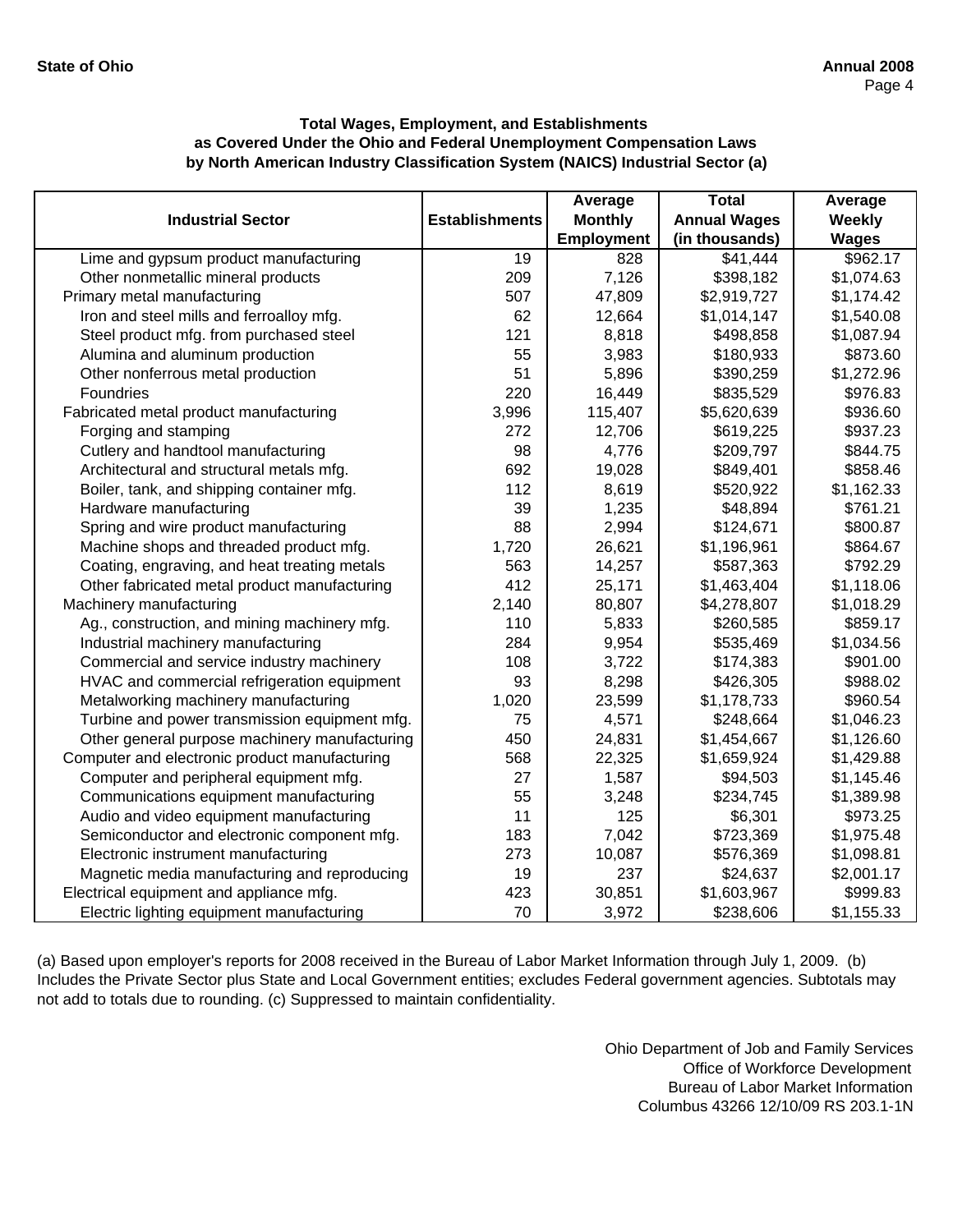**Total Wages, Employment, and Establishments as Covered Under the Ohio and Federal Unemployment Compensation Laws by North American Industry Classification System (NAICS) Industrial Sector (a)**

| Industrial Sector | Establishments | Average Monthly Employment | Total Annual Wages (in thousands) | Average Weekly Wages |
|---|---|---|---|---|
| Lime and gypsum product manufacturing | 19 | 828 | $41,444 | $962.17 |
| Other nonmetallic mineral products | 209 | 7,126 | $398,182 | $1,074.63 |
| Primary metal manufacturing | 507 | 47,809 | $2,919,727 | $1,174.42 |
| Iron and steel mills and ferroalloy mfg. | 62 | 12,664 | $1,014,147 | $1,540.08 |
| Steel product mfg. from purchased steel | 121 | 8,818 | $498,858 | $1,087.94 |
| Alumina and aluminum production | 55 | 3,983 | $180,933 | $873.60 |
| Other nonferrous metal production | 51 | 5,896 | $390,259 | $1,272.96 |
| Foundries | 220 | 16,449 | $835,529 | $976.83 |
| Fabricated metal product manufacturing | 3,996 | 115,407 | $5,620,639 | $936.60 |
| Forging and stamping | 272 | 12,706 | $619,225 | $937.23 |
| Cutlery and handtool manufacturing | 98 | 4,776 | $209,797 | $844.75 |
| Architectural and structural metals mfg. | 692 | 19,028 | $849,401 | $858.46 |
| Boiler, tank, and shipping container mfg. | 112 | 8,619 | $520,922 | $1,162.33 |
| Hardware manufacturing | 39 | 1,235 | $48,894 | $761.21 |
| Spring and wire product manufacturing | 88 | 2,994 | $124,671 | $800.87 |
| Machine shops and threaded product mfg. | 1,720 | 26,621 | $1,196,961 | $864.67 |
| Coating, engraving, and heat treating metals | 563 | 14,257 | $587,363 | $792.29 |
| Other fabricated metal product manufacturing | 412 | 25,171 | $1,463,404 | $1,118.06 |
| Machinery manufacturing | 2,140 | 80,807 | $4,278,807 | $1,018.29 |
| Ag., construction, and mining machinery mfg. | 110 | 5,833 | $260,585 | $859.17 |
| Industrial machinery manufacturing | 284 | 9,954 | $535,469 | $1,034.56 |
| Commercial and service industry machinery | 108 | 3,722 | $174,383 | $901.00 |
| HVAC and commercial refrigeration equipment | 93 | 8,298 | $426,305 | $988.02 |
| Metalworking machinery manufacturing | 1,020 | 23,599 | $1,178,733 | $960.54 |
| Turbine and power transmission equipment mfg. | 75 | 4,571 | $248,664 | $1,046.23 |
| Other general purpose machinery manufacturing | 450 | 24,831 | $1,454,667 | $1,126.60 |
| Computer and electronic product manufacturing | 568 | 22,325 | $1,659,924 | $1,429.88 |
| Computer and peripheral equipment mfg. | 27 | 1,587 | $94,503 | $1,145.46 |
| Communications equipment manufacturing | 55 | 3,248 | $234,745 | $1,389.98 |
| Audio and video equipment manufacturing | 11 | 125 | $6,301 | $973.25 |
| Semiconductor and electronic component mfg. | 183 | 7,042 | $723,369 | $1,975.48 |
| Electronic instrument manufacturing | 273 | 10,087 | $576,369 | $1,098.81 |
| Magnetic media manufacturing and reproducing | 19 | 237 | $24,637 | $2,001.17 |
| Electrical equipment and appliance mfg. | 423 | 30,851 | $1,603,967 | $999.83 |
| Electric lighting equipment manufacturing | 70 | 3,972 | $238,606 | $1,155.33 |

(a) Based upon employer's reports for 2008 received in the Bureau of Labor Market Information through July 1, 2009. (b) Includes the Private Sector plus State and Local Government entities; excludes Federal government agencies. Subtotals may not add to totals due to rounding. (c) Suppressed to maintain confidentiality.

Ohio Department of Job and Family Services
Office of Workforce Development
Bureau of Labor Market Information
Columbus 43266 12/10/09 RS 203.1-1N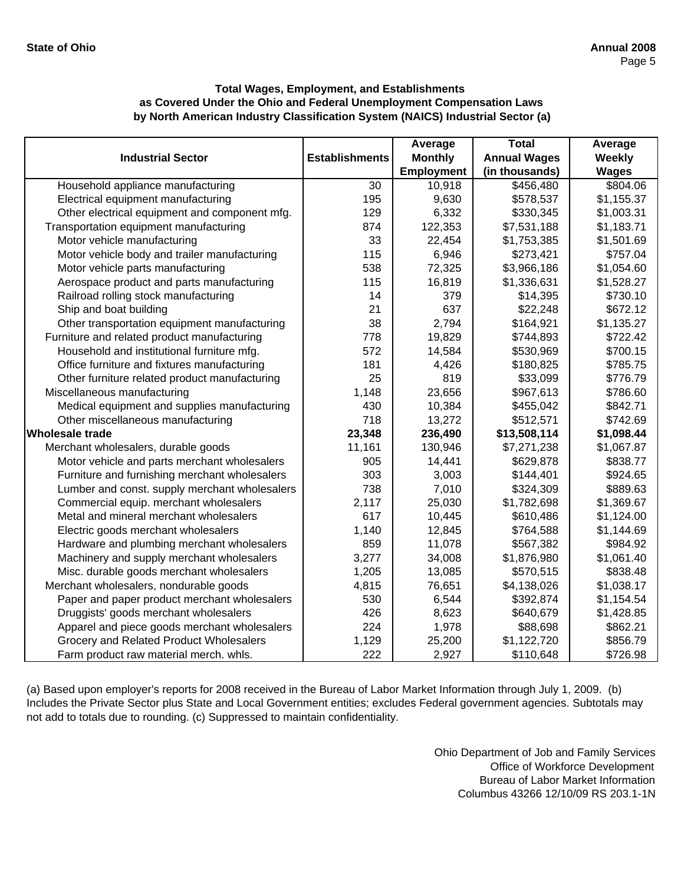### Total Wages, Employment, and Establishments as Covered Under the Ohio and Federal Unemployment Compensation Laws by North American Industry Classification System (NAICS) Industrial Sector (a)

| Industrial Sector | Establishments | Average Monthly Employment | Total Annual Wages (in thousands) | Average Weekly Wages |
|---|---|---|---|---|
| Household appliance manufacturing | 30 | 10,918 | $456,480 | $804.06 |
| Electrical equipment manufacturing | 195 | 9,630 | $578,537 | $1,155.37 |
| Other electrical equipment and component mfg. | 129 | 6,332 | $330,345 | $1,003.31 |
| Transportation equipment manufacturing | 874 | 122,353 | $7,531,188 | $1,183.71 |
| Motor vehicle manufacturing | 33 | 22,454 | $1,753,385 | $1,501.69 |
| Motor vehicle body and trailer manufacturing | 115 | 6,946 | $273,421 | $757.04 |
| Motor vehicle parts manufacturing | 538 | 72,325 | $3,966,186 | $1,054.60 |
| Aerospace product and parts manufacturing | 115 | 16,819 | $1,336,631 | $1,528.27 |
| Railroad rolling stock manufacturing | 14 | 379 | $14,395 | $730.10 |
| Ship and boat building | 21 | 637 | $22,248 | $672.12 |
| Other transportation equipment manufacturing | 38 | 2,794 | $164,921 | $1,135.27 |
| Furniture and related product manufacturing | 778 | 19,829 | $744,893 | $722.42 |
| Household and institutional furniture mfg. | 572 | 14,584 | $530,969 | $700.15 |
| Office furniture and fixtures manufacturing | 181 | 4,426 | $180,825 | $785.75 |
| Other furniture related product manufacturing | 25 | 819 | $33,099 | $776.79 |
| Miscellaneous manufacturing | 1,148 | 23,656 | $967,613 | $786.60 |
| Medical equipment and supplies manufacturing | 430 | 10,384 | $455,042 | $842.71 |
| Other miscellaneous manufacturing | 718 | 13,272 | $512,571 | $742.69 |
| **Wholesale trade** | **23,348** | **236,490** | **$13,508,114** | **$1,098.44** |
| Merchant wholesalers, durable goods | 11,161 | 130,946 | $7,271,238 | $1,067.87 |
| Motor vehicle and parts merchant wholesalers | 905 | 14,441 | $629,878 | $838.77 |
| Furniture and furnishing merchant wholesalers | 303 | 3,003 | $144,401 | $924.65 |
| Lumber and const. supply merchant wholesalers | 738 | 7,010 | $324,309 | $889.63 |
| Commercial equip. merchant wholesalers | 2,117 | 25,030 | $1,782,698 | $1,369.67 |
| Metal and mineral merchant wholesalers | 617 | 10,445 | $610,486 | $1,124.00 |
| Electric goods merchant wholesalers | 1,140 | 12,845 | $764,588 | $1,144.69 |
| Hardware and plumbing merchant wholesalers | 859 | 11,078 | $567,382 | $984.92 |
| Machinery and supply merchant wholesalers | 3,277 | 34,008 | $1,876,980 | $1,061.40 |
| Misc. durable goods merchant wholesalers | 1,205 | 13,085 | $570,515 | $838.48 |
| Merchant wholesalers, nondurable goods | 4,815 | 76,651 | $4,138,026 | $1,038.17 |
| Paper and paper product merchant wholesalers | 530 | 6,544 | $392,874 | $1,154.54 |
| Druggists' goods merchant wholesalers | 426 | 8,623 | $640,679 | $1,428.85 |
| Apparel and piece goods merchant wholesalers | 224 | 1,978 | $88,698 | $862.21 |
| Grocery and Related Product Wholesalers | 1,129 | 25,200 | $1,122,720 | $856.79 |
| Farm product raw material merch. whls. | 222 | 2,927 | $110,648 | $726.98 |

(a) Based upon employer's reports for 2008 received in the Bureau of Labor Market Information through July 1, 2009. (b) Includes the Private Sector plus State and Local Government entities; excludes Federal government agencies. Subtotals may not add to totals due to rounding. (c) Suppressed to maintain confidentiality.

Ohio Department of Job and Family Services
Office of Workforce Development
Bureau of Labor Market Information
Columbus 43266 12/10/09 RS 203.1-1N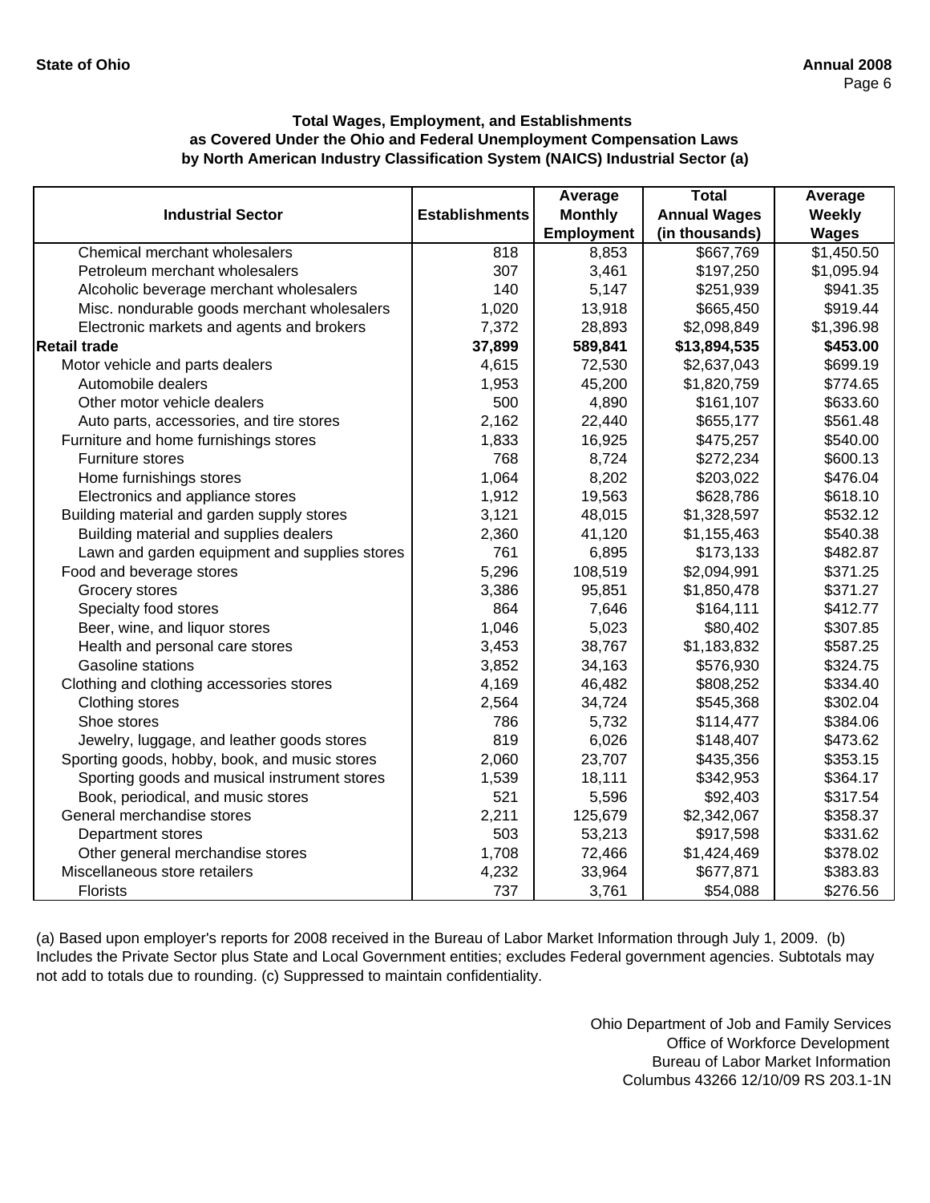### Total Wages, Employment, and Establishments as Covered Under the Ohio and Federal Unemployment Compensation Laws by North American Industry Classification System (NAICS) Industrial Sector (a)

| Industrial Sector | Establishments | Average Monthly Employment | Total Annual Wages (in thousands) | Average Weekly Wages |
|---|---|---|---|---|
| Chemical merchant wholesalers | 818 | 8,853 | $667,769 | $1,450.50 |
| Petroleum merchant wholesalers | 307 | 3,461 | $197,250 | $1,095.94 |
| Alcoholic beverage merchant wholesalers | 140 | 5,147 | $251,939 | $941.35 |
| Misc. nondurable goods merchant wholesalers | 1,020 | 13,918 | $665,450 | $919.44 |
| Electronic markets and agents and brokers | 7,372 | 28,893 | $2,098,849 | $1,396.98 |
| **Retail trade** | **37,899** | **589,841** | **$13,894,535** | **$453.00** |
| Motor vehicle and parts dealers | 4,615 | 72,530 | $2,637,043 | $699.19 |
| Automobile dealers | 1,953 | 45,200 | $1,820,759 | $774.65 |
| Other motor vehicle dealers | 500 | 4,890 | $161,107 | $633.60 |
| Auto parts, accessories, and tire stores | 2,162 | 22,440 | $655,177 | $561.48 |
| Furniture and home furnishings stores | 1,833 | 16,925 | $475,257 | $540.00 |
| Furniture stores | 768 | 8,724 | $272,234 | $600.13 |
| Home furnishings stores | 1,064 | 8,202 | $203,022 | $476.04 |
| Electronics and appliance stores | 1,912 | 19,563 | $628,786 | $618.10 |
| Building material and garden supply stores | 3,121 | 48,015 | $1,328,597 | $532.12 |
| Building material and supplies dealers | 2,360 | 41,120 | $1,155,463 | $540.38 |
| Lawn and garden equipment and supplies stores | 761 | 6,895 | $173,133 | $482.87 |
| Food and beverage stores | 5,296 | 108,519 | $2,094,991 | $371.25 |
| Grocery stores | 3,386 | 95,851 | $1,850,478 | $371.27 |
| Specialty food stores | 864 | 7,646 | $164,111 | $412.77 |
| Beer, wine, and liquor stores | 1,046 | 5,023 | $80,402 | $307.85 |
| Health and personal care stores | 3,453 | 38,767 | $1,183,832 | $587.25 |
| Gasoline stations | 3,852 | 34,163 | $576,930 | $324.75 |
| Clothing and clothing accessories stores | 4,169 | 46,482 | $808,252 | $334.40 |
| Clothing stores | 2,564 | 34,724 | $545,368 | $302.04 |
| Shoe stores | 786 | 5,732 | $114,477 | $384.06 |
| Jewelry, luggage, and leather goods stores | 819 | 6,026 | $148,407 | $473.62 |
| Sporting goods, hobby, book, and music stores | 2,060 | 23,707 | $435,356 | $353.15 |
| Sporting goods and musical instrument stores | 1,539 | 18,111 | $342,953 | $364.17 |
| Book, periodical, and music stores | 521 | 5,596 | $92,403 | $317.54 |
| General merchandise stores | 2,211 | 125,679 | $2,342,067 | $358.37 |
| Department stores | 503 | 53,213 | $917,598 | $331.62 |
| Other general merchandise stores | 1,708 | 72,466 | $1,424,469 | $378.02 |
| Miscellaneous store retailers | 4,232 | 33,964 | $677,871 | $383.83 |
| Florists | 737 | 3,761 | $54,088 | $276.56 |

(a) Based upon employer's reports for 2008 received in the Bureau of Labor Market Information through July 1, 2009. (b) Includes the Private Sector plus State and Local Government entities; excludes Federal government agencies. Subtotals may not add to totals due to rounding. (c) Suppressed to maintain confidentiality.

Ohio Department of Job and Family Services
Office of Workforce Development
Bureau of Labor Market Information
Columbus 43266 12/10/09 RS 203.1-1N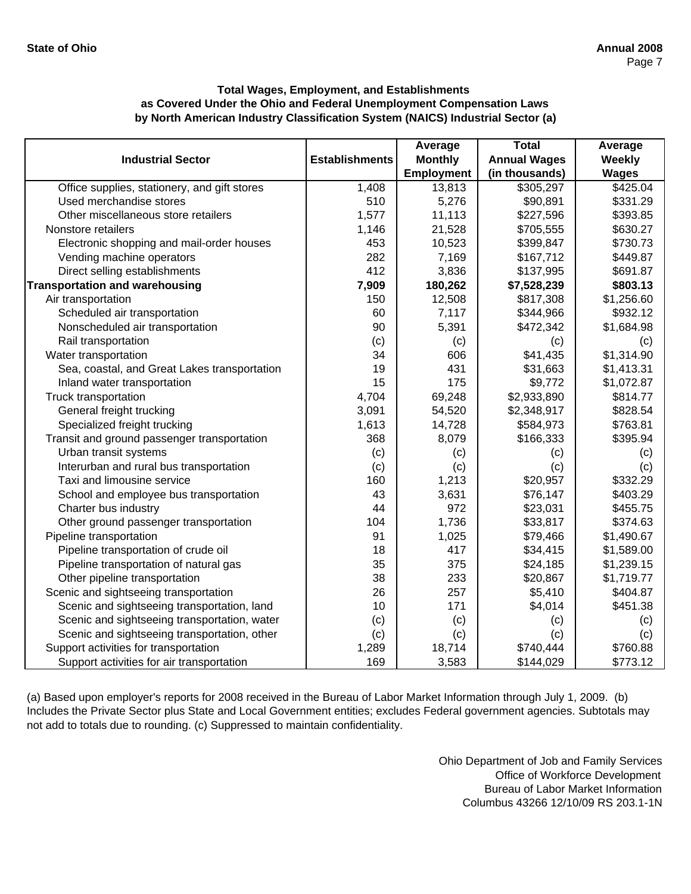**Total Wages, Employment, and Establishments as Covered Under the Ohio and Federal Unemployment Compensation Laws by North American Industry Classification System (NAICS) Industrial Sector (a)**

| Industrial Sector | Establishments | Average Monthly Employment | Total Annual Wages (in thousands) | Average Weekly Wages |
|---|---|---|---|---|
| Office supplies, stationery, and gift stores | 1,408 | 13,813 | $305,297 | $425.04 |
| Used merchandise stores | 510 | 5,276 | $90,891 | $331.29 |
| Other miscellaneous store retailers | 1,577 | 11,113 | $227,596 | $393.85 |
| Nonstore retailers | 1,146 | 21,528 | $705,555 | $630.27 |
| Electronic shopping and mail-order houses | 453 | 10,523 | $399,847 | $730.73 |
| Vending machine operators | 282 | 7,169 | $167,712 | $449.87 |
| Direct selling establishments | 412 | 3,836 | $137,995 | $691.87 |
| **Transportation and warehousing** | **7,909** | **180,262** | **$7,528,239** | **$803.13** |
| Air transportation | 150 | 12,508 | $817,308 | $1,256.60 |
| Scheduled air transportation | 60 | 7,117 | $344,966 | $932.12 |
| Nonscheduled air transportation | 90 | 5,391 | $472,342 | $1,684.98 |
| Rail transportation | (c) | (c) | (c) | (c) |
| Water transportation | 34 | 606 | $41,435 | $1,314.90 |
| Sea, coastal, and Great Lakes transportation | 19 | 431 | $31,663 | $1,413.31 |
| Inland water transportation | 15 | 175 | $9,772 | $1,072.87 |
| Truck transportation | 4,704 | 69,248 | $2,933,890 | $814.77 |
| General freight trucking | 3,091 | 54,520 | $2,348,917 | $828.54 |
| Specialized freight trucking | 1,613 | 14,728 | $584,973 | $763.81 |
| Transit and ground passenger transportation | 368 | 8,079 | $166,333 | $395.94 |
| Urban transit systems | (c) | (c) | (c) | (c) |
| Interurban and rural bus transportation | (c) | (c) | (c) | (c) |
| Taxi and limousine service | 160 | 1,213 | $20,957 | $332.29 |
| School and employee bus transportation | 43 | 3,631 | $76,147 | $403.29 |
| Charter bus industry | 44 | 972 | $23,031 | $455.75 |
| Other ground passenger transportation | 104 | 1,736 | $33,817 | $374.63 |
| Pipeline transportation | 91 | 1,025 | $79,466 | $1,490.67 |
| Pipeline transportation of crude oil | 18 | 417 | $34,415 | $1,589.00 |
| Pipeline transportation of natural gas | 35 | 375 | $24,185 | $1,239.15 |
| Other pipeline transportation | 38 | 233 | $20,867 | $1,719.77 |
| Scenic and sightseeing transportation | 26 | 257 | $5,410 | $404.87 |
| Scenic and sightseeing transportation, land | 10 | 171 | $4,014 | $451.38 |
| Scenic and sightseeing transportation, water | (c) | (c) | (c) | (c) |
| Scenic and sightseeing transportation, other | (c) | (c) | (c) | (c) |
| Support activities for transportation | 1,289 | 18,714 | $740,444 | $760.88 |
| Support activities for air transportation | 169 | 3,583 | $144,029 | $773.12 |

(a) Based upon employer's reports for 2008 received in the Bureau of Labor Market Information through July 1, 2009. (b) Includes the Private Sector plus State and Local Government entities; excludes Federal government agencies. Subtotals may not add to totals due to rounding. (c) Suppressed to maintain confidentiality.

Ohio Department of Job and Family Services
Office of Workforce Development
Bureau of Labor Market Information
Columbus 43266 12/10/09 RS 203.1-1N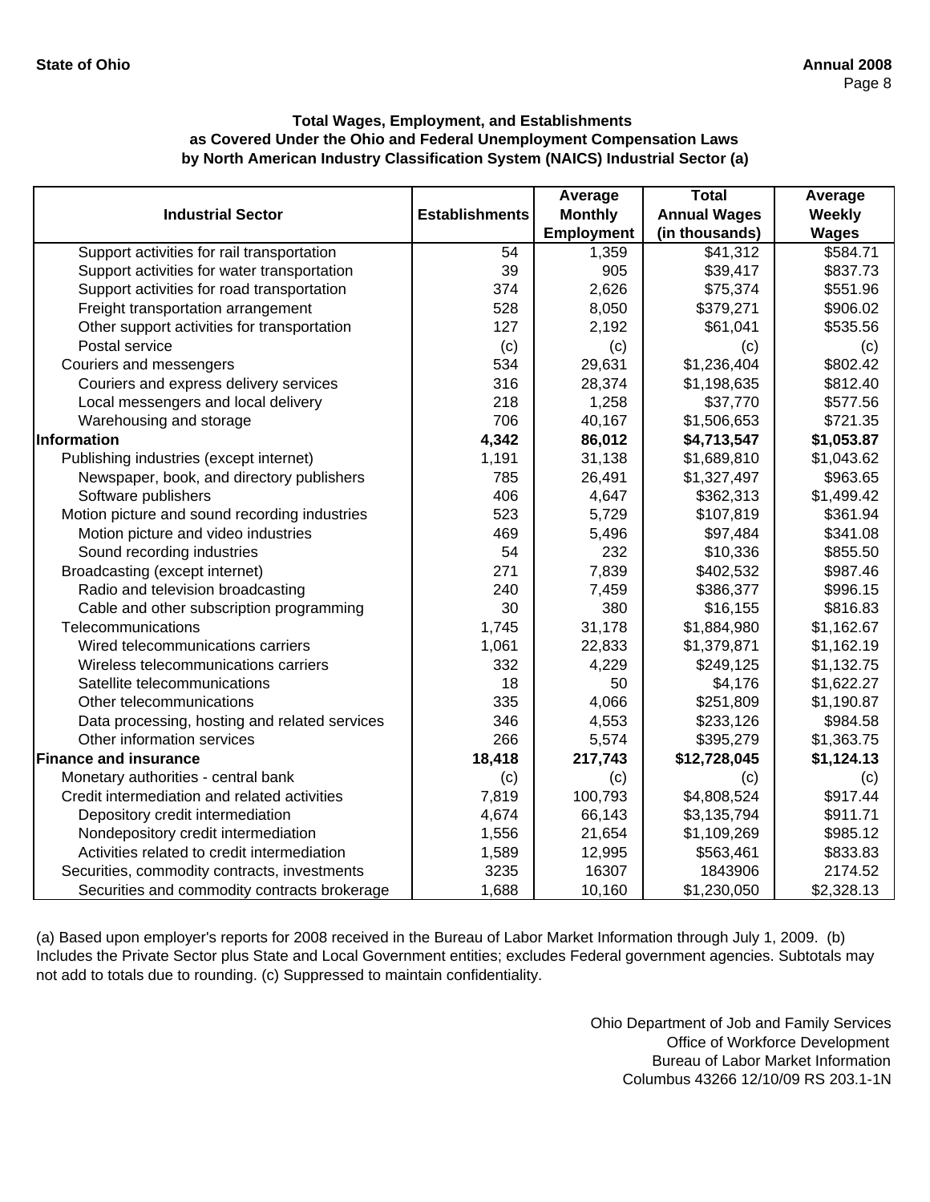### Total Wages, Employment, and Establishments as Covered Under the Ohio and Federal Unemployment Compensation Laws by North American Industry Classification System (NAICS) Industrial Sector (a)

| Industrial Sector | Establishments | Average Monthly Employment | Total Annual Wages (in thousands) | Average Weekly Wages |
|---|---|---|---|---|
| Support activities for rail transportation | 54 | 1,359 | $41,312 | $584.71 |
| Support activities for water transportation | 39 | 905 | $39,417 | $837.73 |
| Support activities for road transportation | 374 | 2,626 | $75,374 | $551.96 |
| Freight transportation arrangement | 528 | 8,050 | $379,271 | $906.02 |
| Other support activities for transportation | 127 | 2,192 | $61,041 | $535.56 |
| Postal service | (c) | (c) | (c) | (c) |
| Couriers and messengers | 534 | 29,631 | $1,236,404 | $802.42 |
| Couriers and express delivery services | 316 | 28,374 | $1,198,635 | $812.40 |
| Local messengers and local delivery | 218 | 1,258 | $37,770 | $577.56 |
| Warehousing and storage | 706 | 40,167 | $1,506,653 | $721.35 |
| **Information** | **4,342** | **86,012** | **$4,713,547** | **$1,053.87** |
| Publishing industries (except internet) | 1,191 | 31,138 | $1,689,810 | $1,043.62 |
| Newspaper, book, and directory publishers | 785 | 26,491 | $1,327,497 | $963.65 |
| Software publishers | 406 | 4,647 | $362,313 | $1,499.42 |
| Motion picture and sound recording industries | 523 | 5,729 | $107,819 | $361.94 |
| Motion picture and video industries | 469 | 5,496 | $97,484 | $341.08 |
| Sound recording industries | 54 | 232 | $10,336 | $855.50 |
| Broadcasting (except internet) | 271 | 7,839 | $402,532 | $987.46 |
| Radio and television broadcasting | 240 | 7,459 | $386,377 | $996.15 |
| Cable and other subscription programming | 30 | 380 | $16,155 | $816.83 |
| Telecommunications | 1,745 | 31,178 | $1,884,980 | $1,162.67 |
| Wired telecommunications carriers | 1,061 | 22,833 | $1,379,871 | $1,162.19 |
| Wireless telecommunications carriers | 332 | 4,229 | $249,125 | $1,132.75 |
| Satellite telecommunications | 18 | 50 | $4,176 | $1,622.27 |
| Other telecommunications | 335 | 4,066 | $251,809 | $1,190.87 |
| Data processing, hosting and related services | 346 | 4,553 | $233,126 | $984.58 |
| Other information services | 266 | 5,574 | $395,279 | $1,363.75 |
| **Finance and insurance** | **18,418** | **217,743** | **$12,728,045** | **$1,124.13** |
| Monetary authorities - central bank | (c) | (c) | (c) | (c) |
| Credit intermediation and related activities | 7,819 | 100,793 | $4,808,524 | $917.44 |
| Depository credit intermediation | 4,674 | 66,143 | $3,135,794 | $911.71 |
| Nondepository credit intermediation | 1,556 | 21,654 | $1,109,269 | $985.12 |
| Activities related to credit intermediation | 1,589 | 12,995 | $563,461 | $833.83 |
| Securities, commodity contracts, investments | 3235 | 16307 | 1843906 | 2174.52 |
| Securities and commodity contracts brokerage | 1,688 | 10,160 | $1,230,050 | $2,328.13 |

(a) Based upon employer's reports for 2008 received in the Bureau of Labor Market Information through July 1, 2009. (b) Includes the Private Sector plus State and Local Government entities; excludes Federal government agencies. Subtotals may not add to totals due to rounding. (c) Suppressed to maintain confidentiality.

Ohio Department of Job and Family Services
Office of Workforce Development
Bureau of Labor Market Information
Columbus 43266 12/10/09 RS 203.1-1N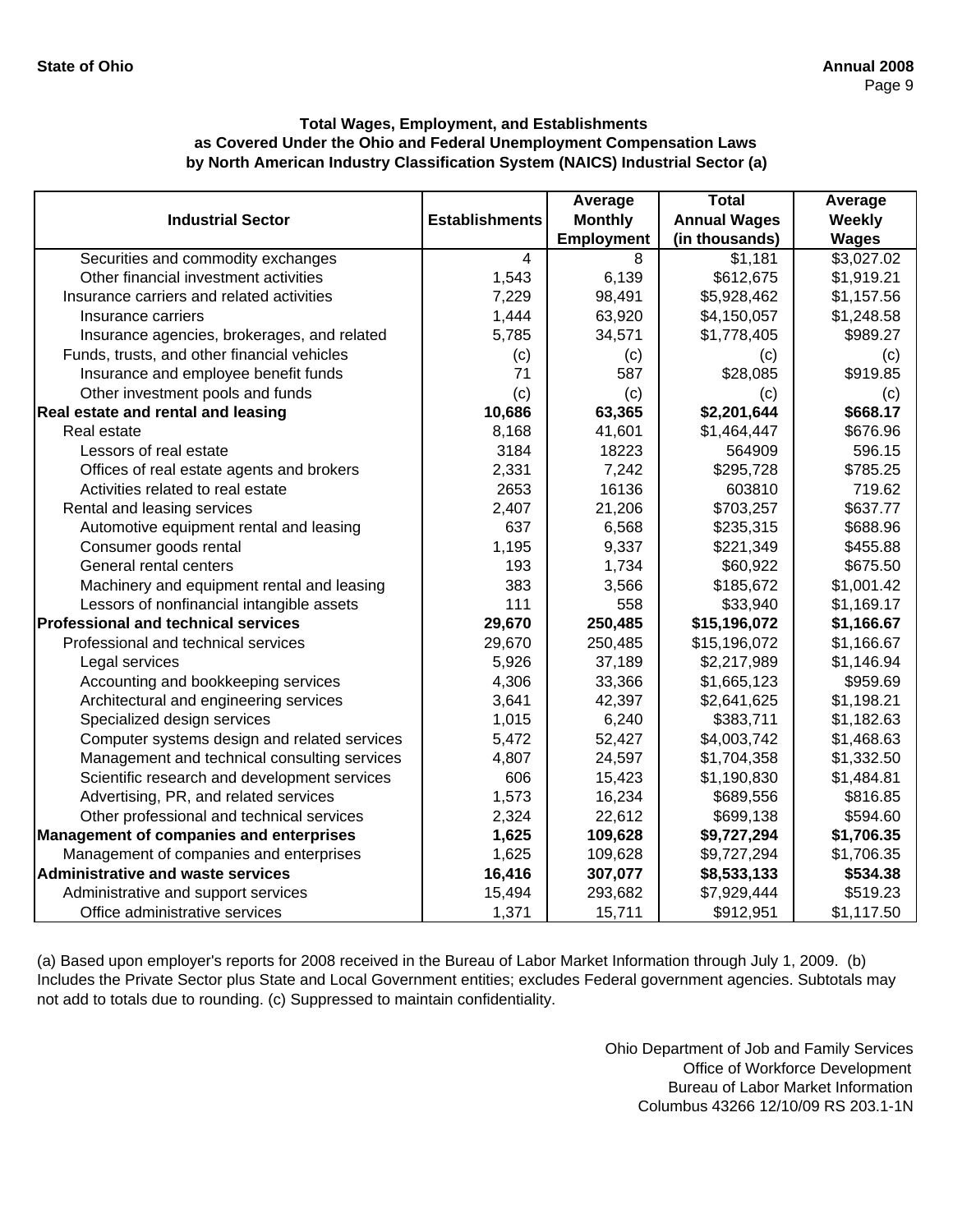**Total Wages, Employment, and Establishments as Covered Under the Ohio and Federal Unemployment Compensation Laws by North American Industry Classification System (NAICS) Industrial Sector (a)**

| Industrial Sector | Establishments | Average Monthly Employment | Total Annual Wages (in thousands) | Average Weekly Wages |
|---|---|---|---|---|
| Securities and commodity exchanges | 4 | 8 | $1,181 | $3,027.02 |
| Other financial investment activities | 1,543 | 6,139 | $612,675 | $1,919.21 |
| Insurance carriers and related activities | 7,229 | 98,491 | $5,928,462 | $1,157.56 |
| Insurance carriers | 1,444 | 63,920 | $4,150,057 | $1,248.58 |
| Insurance agencies, brokerages, and related | 5,785 | 34,571 | $1,778,405 | $989.27 |
| Funds, trusts, and other financial vehicles | (c) | (c) | (c) | (c) |
| Insurance and employee benefit funds | 71 | 587 | $28,085 | $919.85 |
| Other investment pools and funds | (c) | (c) | (c) | (c) |
| **Real estate and rental and leasing** | **10,686** | **63,365** | **$2,201,644** | **$668.17** |
| Real estate | 8,168 | 41,601 | $1,464,447 | $676.96 |
| Lessors of real estate | 3184 | 18223 | 564909 | 596.15 |
| Offices of real estate agents and brokers | 2,331 | 7,242 | $295,728 | $785.25 |
| Activities related to real estate | 2653 | 16136 | 603810 | 719.62 |
| Rental and leasing services | 2,407 | 21,206 | $703,257 | $637.77 |
| Automotive equipment rental and leasing | 637 | 6,568 | $235,315 | $688.96 |
| Consumer goods rental | 1,195 | 9,337 | $221,349 | $455.88 |
| General rental centers | 193 | 1,734 | $60,922 | $675.50 |
| Machinery and equipment rental and leasing | 383 | 3,566 | $185,672 | $1,001.42 |
| Lessors of nonfinancial intangible assets | 111 | 558 | $33,940 | $1,169.17 |
| **Professional and technical services** | **29,670** | **250,485** | **$15,196,072** | **$1,166.67** |
| Professional and technical services | 29,670 | 250,485 | $15,196,072 | $1,166.67 |
| Legal services | 5,926 | 37,189 | $2,217,989 | $1,146.94 |
| Accounting and bookkeeping services | 4,306 | 33,366 | $1,665,123 | $959.69 |
| Architectural and engineering services | 3,641 | 42,397 | $2,641,625 | $1,198.21 |
| Specialized design services | 1,015 | 6,240 | $383,711 | $1,182.63 |
| Computer systems design and related services | 5,472 | 52,427 | $4,003,742 | $1,468.63 |
| Management and technical consulting services | 4,807 | 24,597 | $1,704,358 | $1,332.50 |
| Scientific research and development services | 606 | 15,423 | $1,190,830 | $1,484.81 |
| Advertising, PR, and related services | 1,573 | 16,234 | $689,556 | $816.85 |
| Other professional and technical services | 2,324 | 22,612 | $699,138 | $594.60 |
| **Management of companies and enterprises** | **1,625** | **109,628** | **$9,727,294** | **$1,706.35** |
| Management of companies and enterprises | 1,625 | 109,628 | $9,727,294 | $1,706.35 |
| **Administrative and waste services** | **16,416** | **307,077** | **$8,533,133** | **$534.38** |
| Administrative and support services | 15,494 | 293,682 | $7,929,444 | $519.23 |
| Office administrative services | 1,371 | 15,711 | $912,951 | $1,117.50 |

(a) Based upon employer's reports for 2008 received in the Bureau of Labor Market Information through July 1, 2009. (b) Includes the Private Sector plus State and Local Government entities; excludes Federal government agencies. Subtotals may not add to totals due to rounding. (c) Suppressed to maintain confidentiality.

Ohio Department of Job and Family Services
Office of Workforce Development
Bureau of Labor Market Information
Columbus 43266 12/10/09 RS 203.1-1N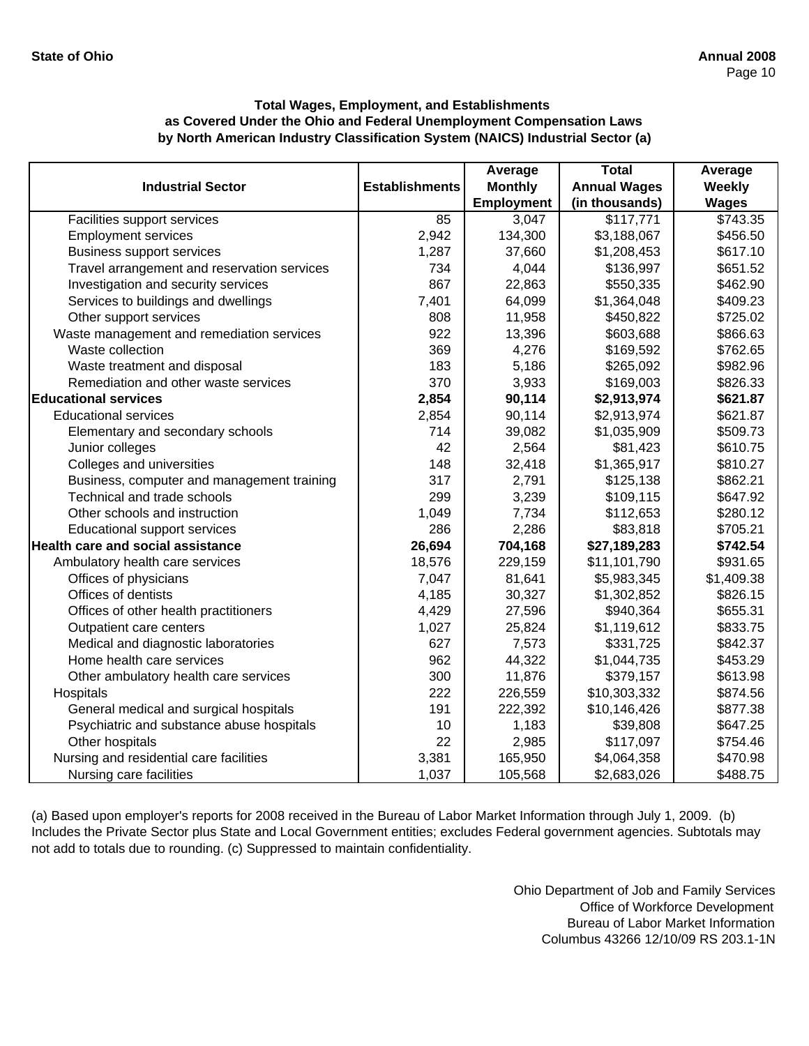**Total Wages, Employment, and Establishments as Covered Under the Ohio and Federal Unemployment Compensation Laws by North American Industry Classification System (NAICS) Industrial Sector (a)**

| Industrial Sector | Establishments | Average Monthly Employment | Total Annual Wages (in thousands) | Average Weekly Wages |
|---|---|---|---|---|
| Facilities support services | 85 | 3,047 | $117,771 | $743.35 |
| Employment services | 2,942 | 134,300 | $3,188,067 | $456.50 |
| Business support services | 1,287 | 37,660 | $1,208,453 | $617.10 |
| Travel arrangement and reservation services | 734 | 4,044 | $136,997 | $651.52 |
| Investigation and security services | 867 | 22,863 | $550,335 | $462.90 |
| Services to buildings and dwellings | 7,401 | 64,099 | $1,364,048 | $409.23 |
| Other support services | 808 | 11,958 | $450,822 | $725.02 |
| Waste management and remediation services | 922 | 13,396 | $603,688 | $866.63 |
| Waste collection | 369 | 4,276 | $169,592 | $762.65 |
| Waste treatment and disposal | 183 | 5,186 | $265,092 | $982.96 |
| Remediation and other waste services | 370 | 3,933 | $169,003 | $826.33 |
| **Educational services** | **2,854** | **90,114** | **$2,913,974** | **$621.87** |
| Educational services | 2,854 | 90,114 | $2,913,974 | $621.87 |
| Elementary and secondary schools | 714 | 39,082 | $1,035,909 | $509.73 |
| Junior colleges | 42 | 2,564 | $81,423 | $610.75 |
| Colleges and universities | 148 | 32,418 | $1,365,917 | $810.27 |
| Business, computer and management training | 317 | 2,791 | $125,138 | $862.21 |
| Technical and trade schools | 299 | 3,239 | $109,115 | $647.92 |
| Other schools and instruction | 1,049 | 7,734 | $112,653 | $280.12 |
| Educational support services | 286 | 2,286 | $83,818 | $705.21 |
| **Health care and social assistance** | **26,694** | **704,168** | **$27,189,283** | **$742.54** |
| Ambulatory health care services | 18,576 | 229,159 | $11,101,790 | $931.65 |
| Offices of physicians | 7,047 | 81,641 | $5,983,345 | $1,409.38 |
| Offices of dentists | 4,185 | 30,327 | $1,302,852 | $826.15 |
| Offices of other health practitioners | 4,429 | 27,596 | $940,364 | $655.31 |
| Outpatient care centers | 1,027 | 25,824 | $1,119,612 | $833.75 |
| Medical and diagnostic laboratories | 627 | 7,573 | $331,725 | $842.37 |
| Home health care services | 962 | 44,322 | $1,044,735 | $453.29 |
| Other ambulatory health care services | 300 | 11,876 | $379,157 | $613.98 |
| Hospitals | 222 | 226,559 | $10,303,332 | $874.56 |
| General medical and surgical hospitals | 191 | 222,392 | $10,146,426 | $877.38 |
| Psychiatric and substance abuse hospitals | 10 | 1,183 | $39,808 | $647.25 |
| Other hospitals | 22 | 2,985 | $117,097 | $754.46 |
| Nursing and residential care facilities | 3,381 | 165,950 | $4,064,358 | $470.98 |
| Nursing care facilities | 1,037 | 105,568 | $2,683,026 | $488.75 |

(a) Based upon employer's reports for 2008 received in the Bureau of Labor Market Information through July 1, 2009. (b) Includes the Private Sector plus State and Local Government entities; excludes Federal government agencies. Subtotals may not add to totals due to rounding. (c) Suppressed to maintain confidentiality.

Ohio Department of Job and Family Services
Office of Workforce Development
Bureau of Labor Market Information
Columbus 43266 12/10/09 RS 203.1-1N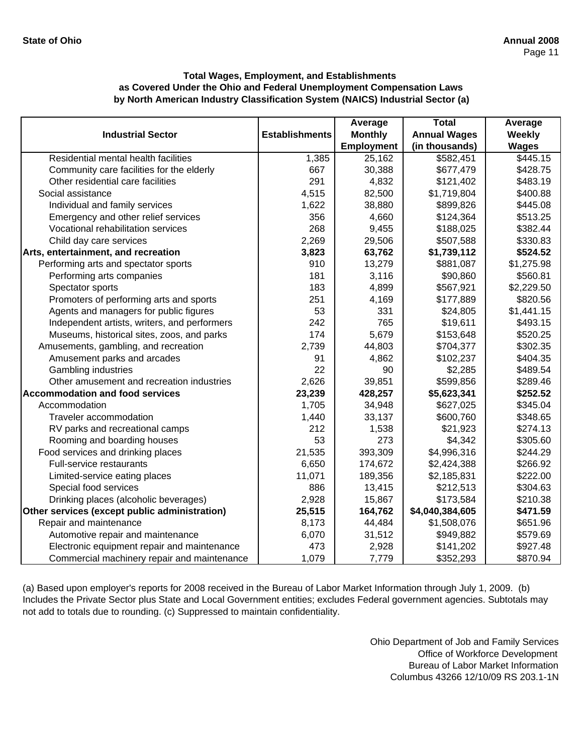### Total Wages, Employment, and Establishments as Covered Under the Ohio and Federal Unemployment Compensation Laws by North American Industry Classification System (NAICS) Industrial Sector (a)

| Industrial Sector | Establishments | Average Monthly Employment | Total Annual Wages (in thousands) | Average Weekly Wages |
|---|---|---|---|---|
| Residential mental health facilities | 1,385 | 25,162 | $582,451 | $445.15 |
| Community care facilities for the elderly | 667 | 30,388 | $677,479 | $428.75 |
| Other residential care facilities | 291 | 4,832 | $121,402 | $483.19 |
| Social assistance | 4,515 | 82,500 | $1,719,804 | $400.88 |
| Individual and family services | 1,622 | 38,880 | $899,826 | $445.08 |
| Emergency and other relief services | 356 | 4,660 | $124,364 | $513.25 |
| Vocational rehabilitation services | 268 | 9,455 | $188,025 | $382.44 |
| Child day care services | 2,269 | 29,506 | $507,588 | $330.83 |
| **Arts, entertainment, and recreation** | **3,823** | **63,762** | **$1,739,112** | **$524.52** |
| Performing arts and spectator sports | 910 | 13,279 | $881,087 | $1,275.98 |
| Performing arts companies | 181 | 3,116 | $90,860 | $560.81 |
| Spectator sports | 183 | 4,899 | $567,921 | $2,229.50 |
| Promoters of performing arts and sports | 251 | 4,169 | $177,889 | $820.56 |
| Agents and managers for public figures | 53 | 331 | $24,805 | $1,441.15 |
| Independent artists, writers, and performers | 242 | 765 | $19,611 | $493.15 |
| Museums, historical sites, zoos, and parks | 174 | 5,679 | $153,648 | $520.25 |
| Amusements, gambling, and recreation | 2,739 | 44,803 | $704,377 | $302.35 |
| Amusement parks and arcades | 91 | 4,862 | $102,237 | $404.35 |
| Gambling industries | 22 | 90 | $2,285 | $489.54 |
| Other amusement and recreation industries | 2,626 | 39,851 | $599,856 | $289.46 |
| **Accommodation and food services** | **23,239** | **428,257** | **$5,623,341** | **$252.52** |
| Accommodation | 1,705 | 34,948 | $627,025 | $345.04 |
| Traveler accommodation | 1,440 | 33,137 | $600,760 | $348.65 |
| RV parks and recreational camps | 212 | 1,538 | $21,923 | $274.13 |
| Rooming and boarding houses | 53 | 273 | $4,342 | $305.60 |
| Food services and drinking places | 21,535 | 393,309 | $4,996,316 | $244.29 |
| Full-service restaurants | 6,650 | 174,672 | $2,424,388 | $266.92 |
| Limited-service eating places | 11,071 | 189,356 | $2,185,831 | $222.00 |
| Special food services | 886 | 13,415 | $212,513 | $304.63 |
| Drinking places (alcoholic beverages) | 2,928 | 15,867 | $173,584 | $210.38 |
| **Other services (except public administration)** | **25,515** | **164,762** | **$4,040,384,605** | **$471.59** |
| Repair and maintenance | 8,173 | 44,484 | $1,508,076 | $651.96 |
| Automotive repair and maintenance | 6,070 | 31,512 | $949,882 | $579.69 |
| Electronic equipment repair and maintenance | 473 | 2,928 | $141,202 | $927.48 |
| Commercial machinery repair and maintenance | 1,079 | 7,779 | $352,293 | $870.94 |

(a) Based upon employer's reports for 2008 received in the Bureau of Labor Market Information through July 1, 2009. (b) Includes the Private Sector plus State and Local Government entities; excludes Federal government agencies. Subtotals may not add to totals due to rounding. (c) Suppressed to maintain confidentiality.

Ohio Department of Job and Family Services
Office of Workforce Development
Bureau of Labor Market Information
Columbus 43266 12/10/09 RS 203.1-1N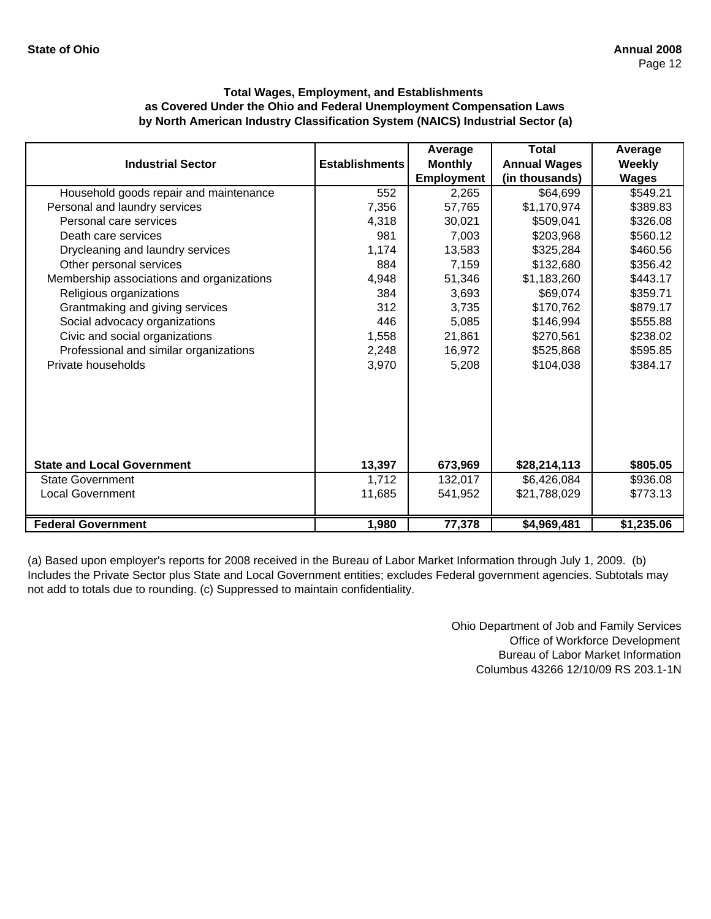### Total Wages, Employment, and Establishments as Covered Under the Ohio and Federal Unemployment Compensation Laws by North American Industry Classification System (NAICS) Industrial Sector (a)

| Industrial Sector | Establishments | Average Monthly Employment | Total Annual Wages (in thousands) | Average Weekly Wages |
|---|---|---|---|---|
| Household goods repair and maintenance | 552 | 2,265 | $64,699 | $549.21 |
| Personal and laundry services | 7,356 | 57,765 | $1,170,974 | $389.83 |
| Personal care services | 4,318 | 30,021 | $509,041 | $326.08 |
| Death care services | 981 | 7,003 | $203,968 | $560.12 |
| Drycleaning and laundry services | 1,174 | 13,583 | $325,284 | $460.56 |
| Other personal services | 884 | 7,159 | $132,680 | $356.42 |
| Membership associations and organizations | 4,948 | 51,346 | $1,183,260 | $443.17 |
| Religious organizations | 384 | 3,693 | $69,074 | $359.71 |
| Grantmaking and giving services | 312 | 3,735 | $170,762 | $879.17 |
| Social advocacy organizations | 446 | 5,085 | $146,994 | $555.88 |
| Civic and social organizations | 1,558 | 21,861 | $270,561 | $238.02 |
| Professional and similar organizations | 2,248 | 16,972 | $525,868 | $595.85 |
| Private households | 3,970 | 5,208 | $104,038 | $384.17 |
| **State and Local Government** | **13,397** | **673,969** | **$28,214,113** | **$805.05** |
| State Government | 1,712 | 132,017 | $6,426,084 | $936.08 |
| Local Government | 11,685 | 541,952 | $21,788,029 | $773.13 |
| **Federal Government** | **1,980** | **77,378** | **$4,969,481** | **$1,235.06** |

(a) Based upon employer's reports for 2008 received in the Bureau of Labor Market Information through July 1, 2009. (b) Includes the Private Sector plus State and Local Government entities; excludes Federal government agencies. Subtotals may not add to totals due to rounding. (c) Suppressed to maintain confidentiality.

Ohio Department of Job and Family Services
Office of Workforce Development
Bureau of Labor Market Information
Columbus 43266 12/10/09 RS 203.1-1N